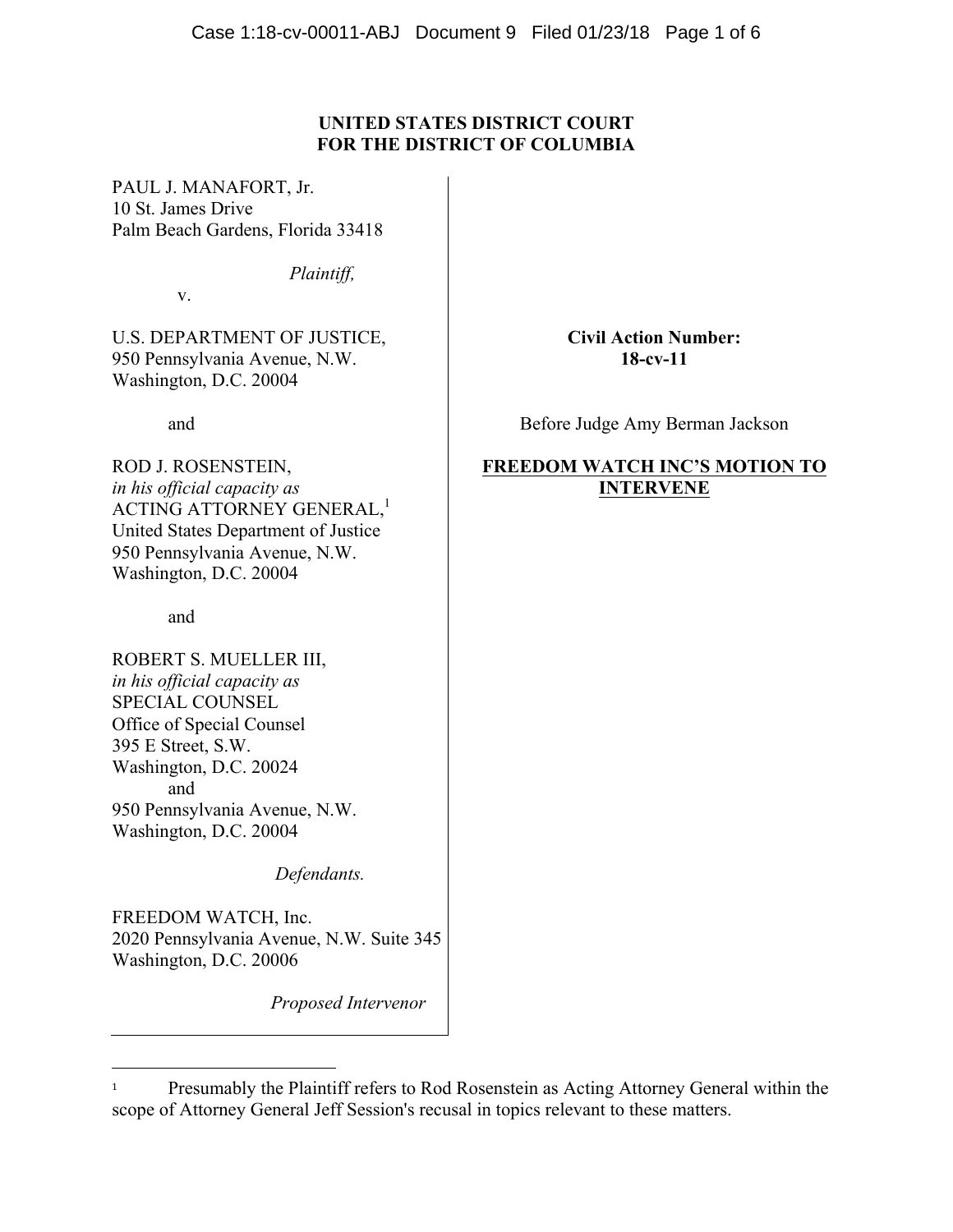**UNITED STATES DISTRICT COURT**
**FOR THE DISTRICT OF COLUMBIA**

PAUL J. MANAFORT, Jr.
10 St. James Drive
Palm Beach Gardens, Florida 33418

*Plaintiff,*

v.

U.S. DEPARTMENT OF JUSTICE,
950 Pennsylvania Avenue, N.W.
Washington, D.C. 20004

and

ROD J. ROSENSTEIN,
*in his official capacity as*
ACTING ATTORNEY GENERAL,[1]
United States Department of Justice
950 Pennsylvania Avenue, N.W.
Washington, D.C. 20004

and

ROBERT S. MUELLER III,
*in his official capacity as*
SPECIAL COUNSEL
Office of Special Counsel
395 E Street, S.W.
Washington, D.C. 20024
and
950 Pennsylvania Avenue, N.W.
Washington, D.C. 20004

*Defendants.*

FREEDOM WATCH, Inc.
2020 Pennsylvania Avenue, N.W. Suite 345
Washington, D.C. 20006

*Proposed Intervenor*

**Civil Action Number:**
**18-cv-11**

Before Judge Amy Berman Jackson

**FREEDOM WATCH INC'S MOTION TO INTERVENE**

---

[1] Presumably the Plaintiff refers to Rod Rosenstein as Acting Attorney General within the scope of Attorney General Jeff Session's recusal in topics relevant to these matters.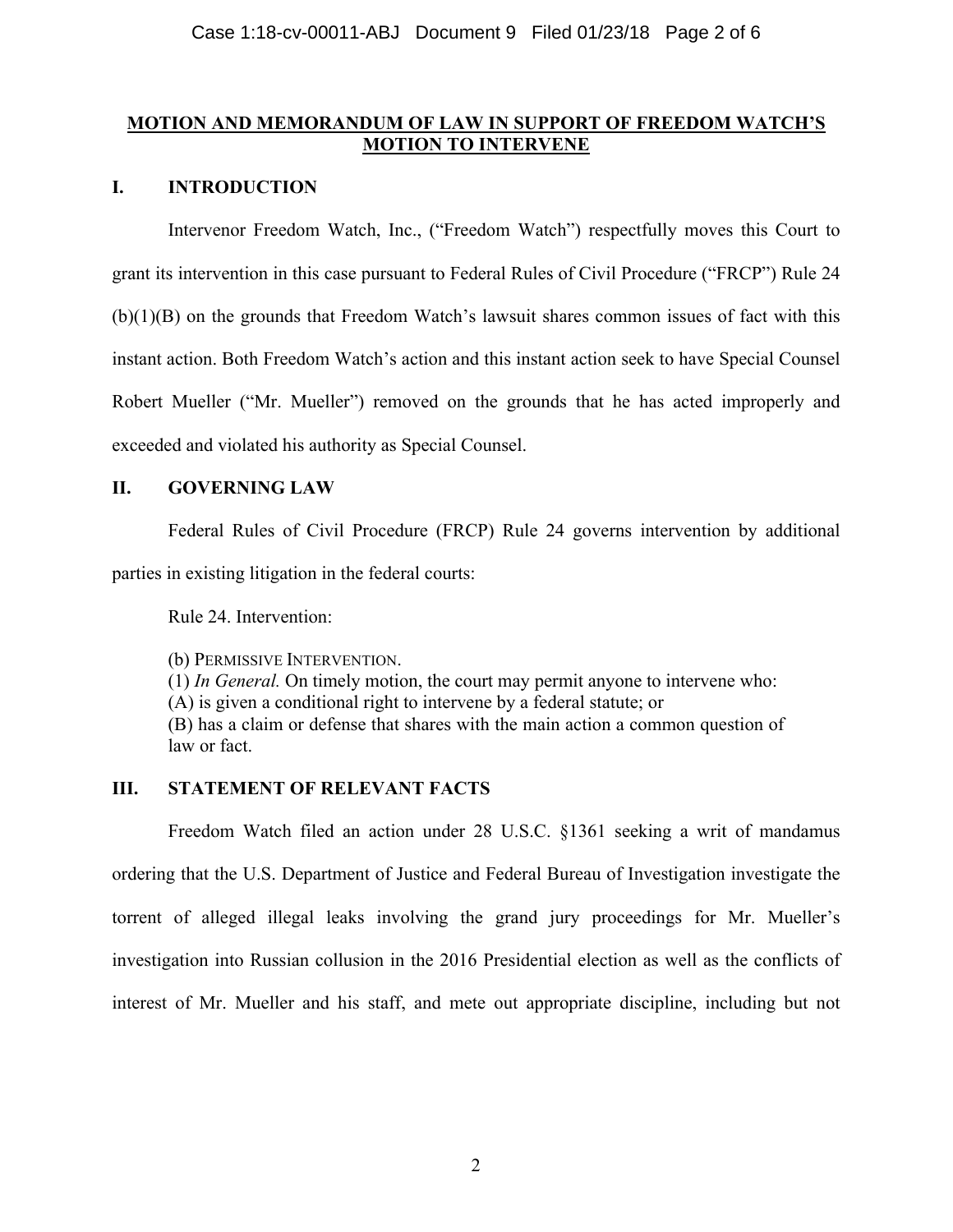**MOTION AND MEMORANDUM OF LAW IN SUPPORT OF FREEDOM WATCH'S MOTION TO INTERVENE**

## I. INTRODUCTION

Intervenor Freedom Watch, Inc., ("Freedom Watch") respectfully moves this Court to grant its intervention in this case pursuant to Federal Rules of Civil Procedure ("FRCP") Rule 24 (b)(1)(B) on the grounds that Freedom Watch's lawsuit shares common issues of fact with this instant action. Both Freedom Watch's action and this instant action seek to have Special Counsel Robert Mueller ("Mr. Mueller") removed on the grounds that he has acted improperly and exceeded and violated his authority as Special Counsel.

## II. GOVERNING LAW

Federal Rules of Civil Procedure (FRCP) Rule 24 governs intervention by additional parties in existing litigation in the federal courts:

> Rule 24. Intervention:
>
> (b) PERMISSIVE INTERVENTION.
> (1) *In General.* On timely motion, the court may permit anyone to intervene who:
> (A) is given a conditional right to intervene by a federal statute; or
> (B) has a claim or defense that shares with the main action a common question of law or fact.

## III. STATEMENT OF RELEVANT FACTS

Freedom Watch filed an action under 28 U.S.C. §1361 seeking a writ of mandamus ordering that the U.S. Department of Justice and Federal Bureau of Investigation investigate the torrent of alleged illegal leaks involving the grand jury proceedings for Mr. Mueller's investigation into Russian collusion in the 2016 Presidential election as well as the conflicts of interest of Mr. Mueller and his staff, and mete out appropriate discipline, including but not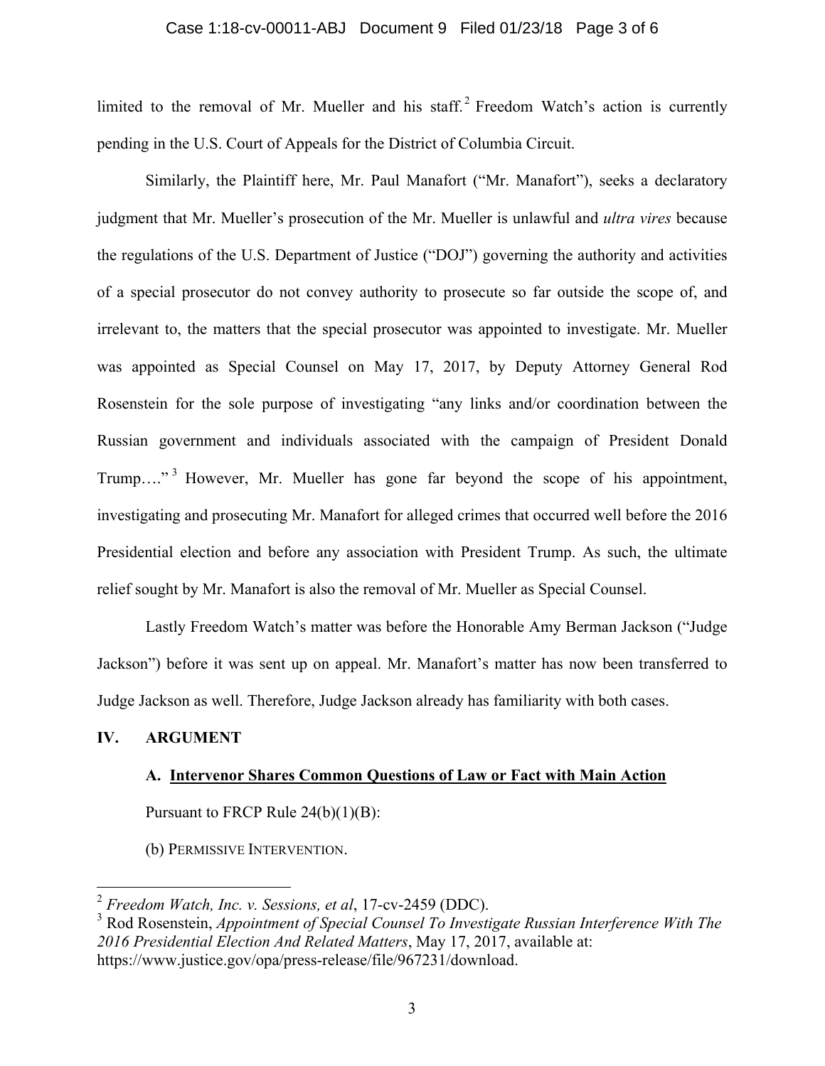limited to the removal of Mr. Mueller and his staff.[2] Freedom Watch's action is currently pending in the U.S. Court of Appeals for the District of Columbia Circuit.

Similarly, the Plaintiff here, Mr. Paul Manafort ("Mr. Manafort"), seeks a declaratory judgment that Mr. Mueller's prosecution of the Mr. Mueller is unlawful and *ultra vires* because the regulations of the U.S. Department of Justice ("DOJ") governing the authority and activities of a special prosecutor do not convey authority to prosecute so far outside the scope of, and irrelevant to, the matters that the special prosecutor was appointed to investigate. Mr. Mueller was appointed as Special Counsel on May 17, 2017, by Deputy Attorney General Rod Rosenstein for the sole purpose of investigating "any links and/or coordination between the Russian government and individuals associated with the campaign of President Donald Trump…."[3] However, Mr. Mueller has gone far beyond the scope of his appointment, investigating and prosecuting Mr. Manafort for alleged crimes that occurred well before the 2016 Presidential election and before any association with President Trump. As such, the ultimate relief sought by Mr. Manafort is also the removal of Mr. Mueller as Special Counsel.

Lastly Freedom Watch's matter was before the Honorable Amy Berman Jackson ("Judge Jackson") before it was sent up on appeal. Mr. Manafort's matter has now been transferred to Judge Jackson as well. Therefore, Judge Jackson already has familiarity with both cases.

## IV. ARGUMENT

### A. Intervenor Shares Common Questions of Law or Fact with Main Action

Pursuant to FRCP Rule 24(b)(1)(B):

(b) PERMISSIVE INTERVENTION.

---

[2] *Freedom Watch, Inc. v. Sessions, et al*, 17-cv-2459 (DDC).

[3] Rod Rosenstein, *Appointment of Special Counsel To Investigate Russian Interference With The 2016 Presidential Election And Related Matters*, May 17, 2017, available at: https://www.justice.gov/opa/press-release/file/967231/download.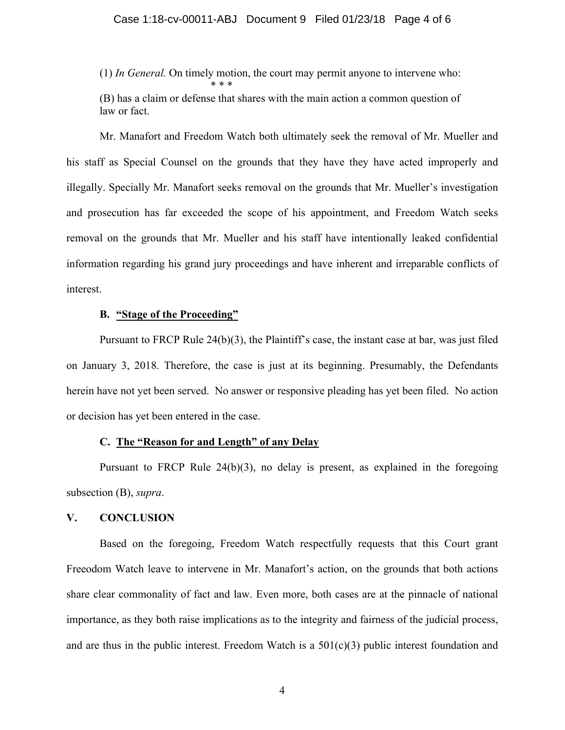(1) *In General.* On timely motion, the court may permit anyone to intervene who:

\* \* \*

(B) has a claim or defense that shares with the main action a common question of law or fact.

Mr. Manafort and Freedom Watch both ultimately seek the removal of Mr. Mueller and his staff as Special Counsel on the grounds that they have they have acted improperly and illegally. Specially Mr. Manafort seeks removal on the grounds that Mr. Mueller's investigation and prosecution has far exceeded the scope of his appointment, and Freedom Watch seeks removal on the grounds that Mr. Mueller and his staff have intentionally leaked confidential information regarding his grand jury proceedings and have inherent and irreparable conflicts of interest.

### B. "Stage of the Proceeding"

Pursuant to FRCP Rule 24(b)(3), the Plaintiff's case, the instant case at bar, was just filed on January 3, 2018. Therefore, the case is just at its beginning. Presumably, the Defendants herein have not yet been served. No answer or responsive pleading has yet been filed. No action or decision has yet been entered in the case.

### C. The "Reason for and Length" of any Delay

Pursuant to FRCP Rule 24(b)(3), no delay is present, as explained in the foregoing subsection (B), *supra*.

## V. CONCLUSION

Based on the foregoing, Freedom Watch respectfully requests that this Court grant Freeodom Watch leave to intervene in Mr. Manafort's action, on the grounds that both actions share clear commonality of fact and law. Even more, both cases are at the pinnacle of national importance, as they both raise implications as to the integrity and fairness of the judicial process, and are thus in the public interest. Freedom Watch is a 501(c)(3) public interest foundation and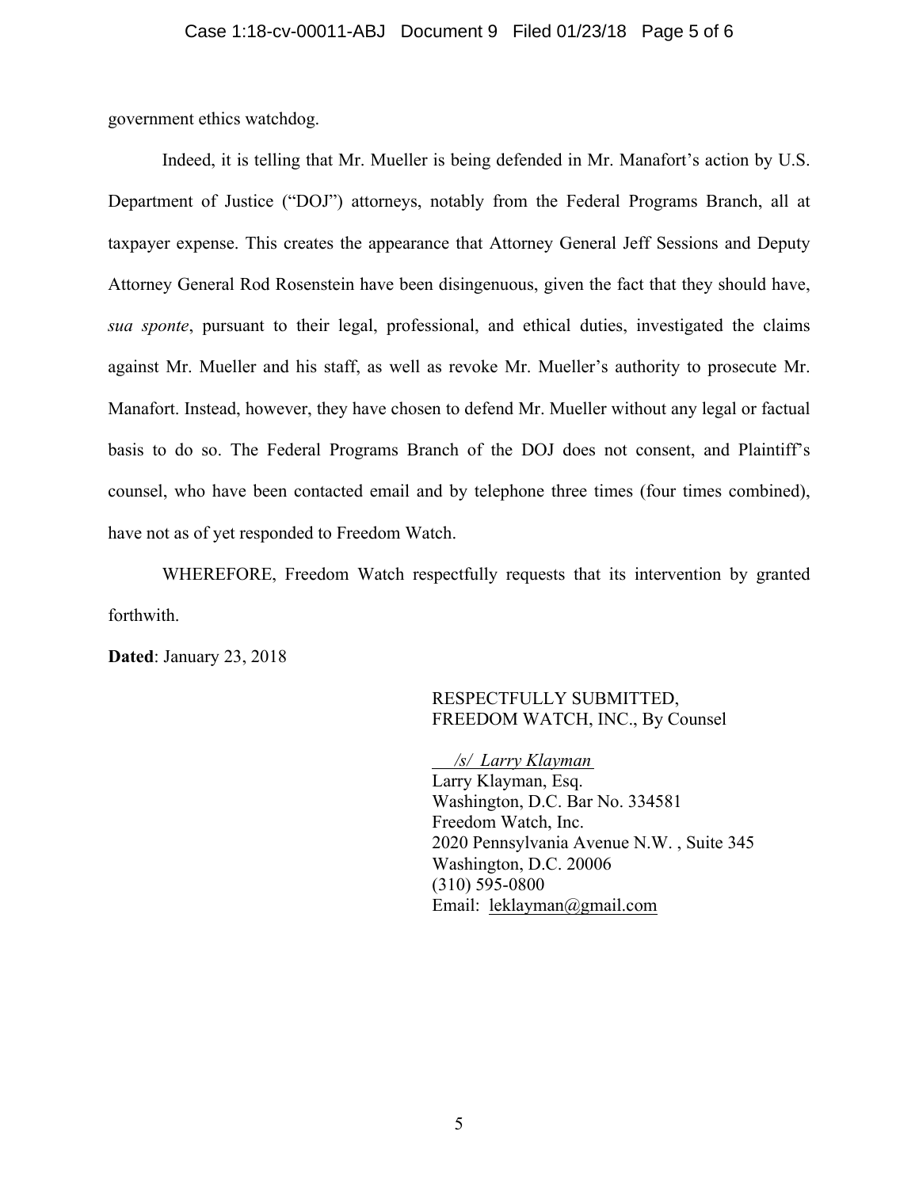government ethics watchdog.

Indeed, it is telling that Mr. Mueller is being defended in Mr. Manafort's action by U.S. Department of Justice ("DOJ") attorneys, notably from the Federal Programs Branch, all at taxpayer expense. This creates the appearance that Attorney General Jeff Sessions and Deputy Attorney General Rod Rosenstein have been disingenuous, given the fact that they should have, *sua sponte*, pursuant to their legal, professional, and ethical duties, investigated the claims against Mr. Mueller and his staff, as well as revoke Mr. Mueller's authority to prosecute Mr. Manafort. Instead, however, they have chosen to defend Mr. Mueller without any legal or factual basis to do so. The Federal Programs Branch of the DOJ does not consent, and Plaintiff's counsel, who have been contacted email and by telephone three times (four times combined), have not as of yet responded to Freedom Watch.

WHEREFORE, Freedom Watch respectfully requests that its intervention by granted forthwith.

**Dated**: January 23, 2018

RESPECTFULLY SUBMITTED,
FREEDOM WATCH, INC., By Counsel

*/s/ Larry Klayman*
Larry Klayman, Esq.
Washington, D.C. Bar No. 334581
Freedom Watch, Inc.
2020 Pennsylvania Avenue N.W. , Suite 345
Washington, D.C. 20006
(310) 595-0800
Email: leklayman@gmail.com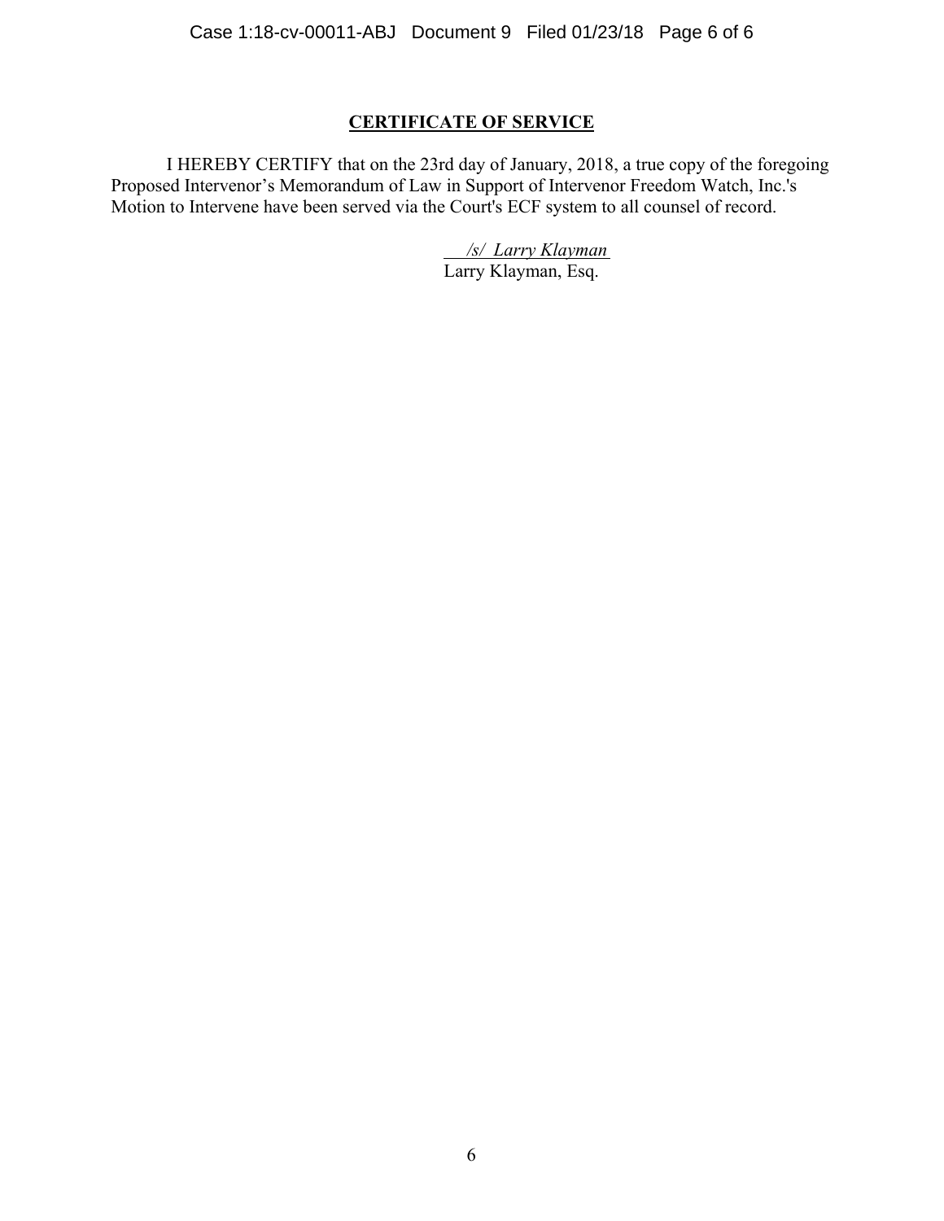## CERTIFICATE OF SERVICE

I HEREBY CERTIFY that on the 23rd day of January, 2018, a true copy of the foregoing Proposed Intervenor's Memorandum of Law in Support of Intervenor Freedom Watch, Inc.'s Motion to Intervene have been served via the Court's ECF system to all counsel of record.

*/s/ Larry Klayman*
Larry Klayman, Esq.